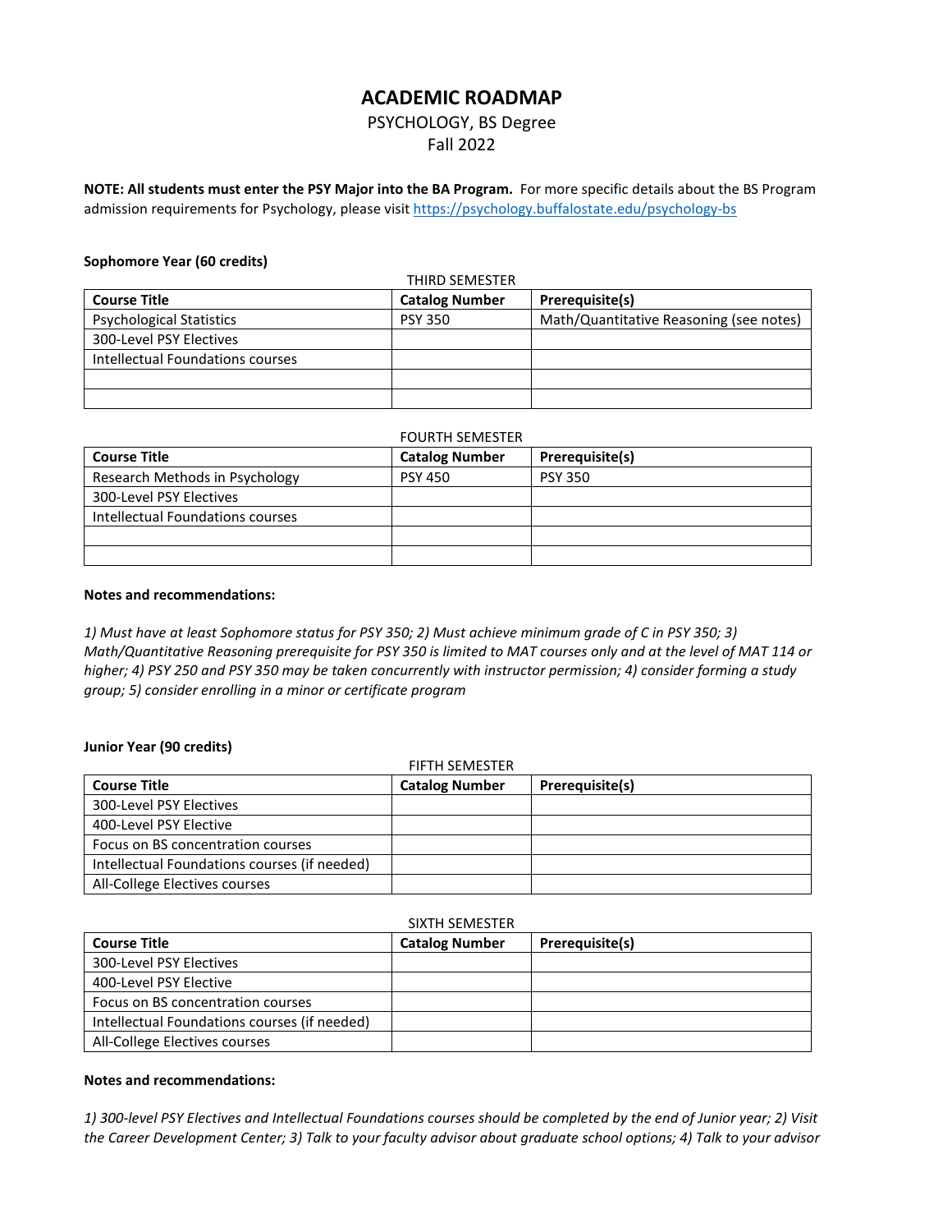# ACADEMIC ROADMAP

## PSYCHOLOGY, BS Degree
## Fall 2022

**NOTE: All students must enter the PSY Major into the BA Program.** For more specific details about the BS Program admission requirements for Psychology, please visit https://psychology.buffalostate.edu/psychology-bs

### Sophomore Year (60 credits)

THIRD SEMESTER

| Course Title | Catalog Number | Prerequisite(s) |
| --- | --- | --- |
| Psychological Statistics | PSY 350 | Math/Quantitative Reasoning (see notes) |
| 300-Level PSY Electives | | |
| Intellectual Foundations courses | | |
| | | |
| | | |

FOURTH SEMESTER

| Course Title | Catalog Number | Prerequisite(s) |
| --- | --- | --- |
| Research Methods in Psychology | PSY 450 | PSY 350 |
| 300-Level PSY Electives | | |
| Intellectual Foundations courses | | |
| | | |
| | | |

**Notes and recommendations:**

*1) Must have at least Sophomore status for PSY 350; 2) Must achieve minimum grade of C in PSY 350; 3) Math/Quantitative Reasoning prerequisite for PSY 350 is limited to MAT courses only and at the level of MAT 114 or higher; 4) PSY 250 and PSY 350 may be taken concurrently with instructor permission; 4) consider forming a study group; 5) consider enrolling in a minor or certificate program*

### Junior Year (90 credits)

FIFTH SEMESTER

| Course Title | Catalog Number | Prerequisite(s) |
| --- | --- | --- |
| 300-Level PSY Electives | | |
| 400-Level PSY Elective | | |
| Focus on BS concentration courses | | |
| Intellectual Foundations courses (if needed) | | |
| All-College Electives courses | | |

SIXTH SEMESTER

| Course Title | Catalog Number | Prerequisite(s) |
| --- | --- | --- |
| 300-Level PSY Electives | | |
| 400-Level PSY Elective | | |
| Focus on BS concentration courses | | |
| Intellectual Foundations courses (if needed) | | |
| All-College Electives courses | | |

**Notes and recommendations:**

*1) 300-level PSY Electives and Intellectual Foundations courses should be completed by the end of Junior year; 2) Visit the Career Development Center; 3) Talk to your faculty advisor about graduate school options; 4) Talk to your advisor*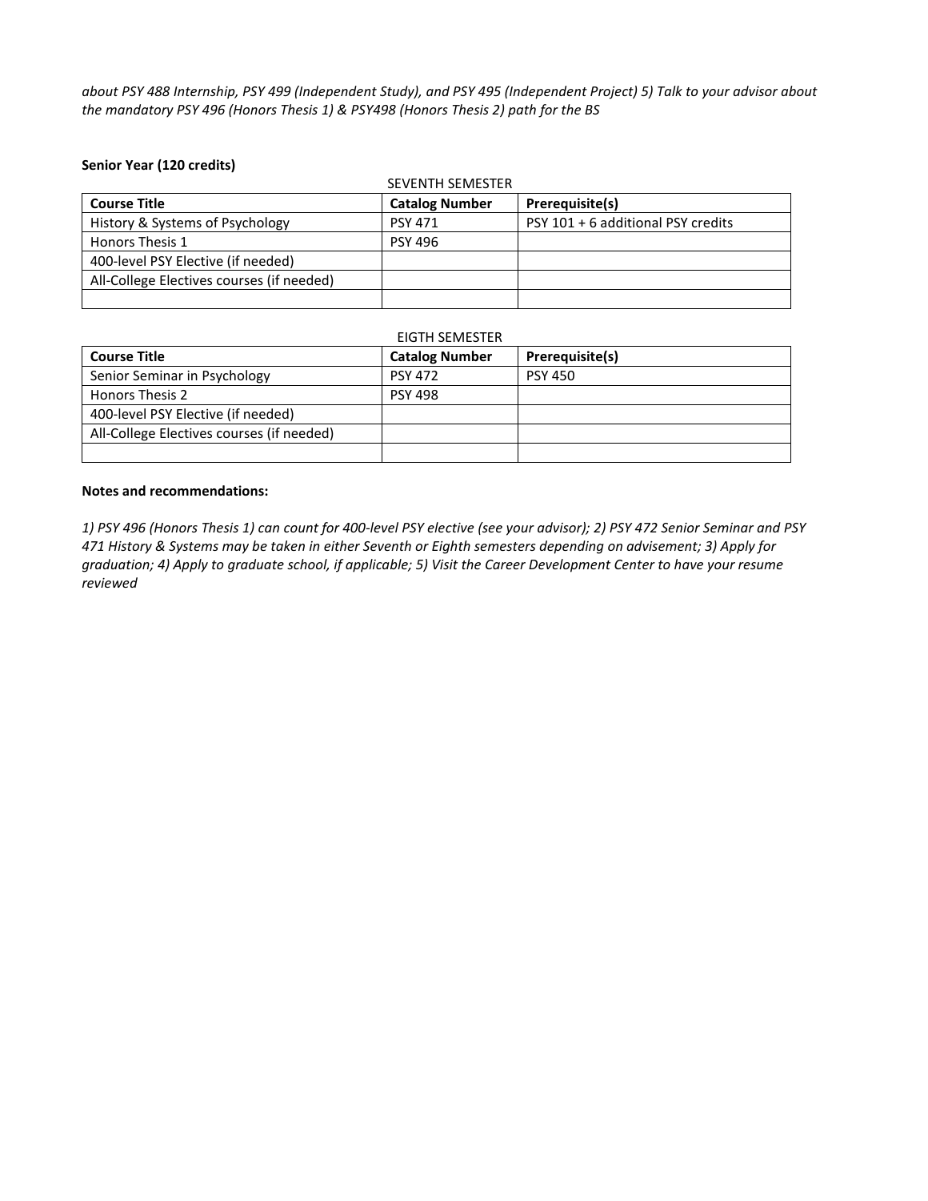*about PSY 488 Internship, PSY 499 (Independent Study), and PSY 495 (Independent Project) 5) Talk to your advisor about the mandatory PSY 496 (Honors Thesis 1) & PSY498 (Honors Thesis 2) path for the BS*

**Senior Year (120 credits)**

SEVENTH SEMESTER

| Course Title | Catalog Number | Prerequisite(s) |
|---|---|---|
| History & Systems of Psychology | PSY 471 | PSY 101 + 6 additional PSY credits |
| Honors Thesis 1 | PSY 496 | |
| 400-level PSY Elective (if needed) | | |
| All-College Electives courses (if needed) | | |
| | | |

EIGTH SEMESTER

| Course Title | Catalog Number | Prerequisite(s) |
|---|---|---|
| Senior Seminar in Psychology | PSY 472 | PSY 450 |
| Honors Thesis 2 | PSY 498 | |
| 400-level PSY Elective (if needed) | | |
| All-College Electives courses (if needed) | | |
| | | |

**Notes and recommendations:**

*1) PSY 496 (Honors Thesis 1) can count for 400-level PSY elective (see your advisor); 2) PSY 472 Senior Seminar and PSY 471 History & Systems may be taken in either Seventh or Eighth semesters depending on advisement; 3) Apply for graduation; 4) Apply to graduate school, if applicable; 5) Visit the Career Development Center to have your resume reviewed*